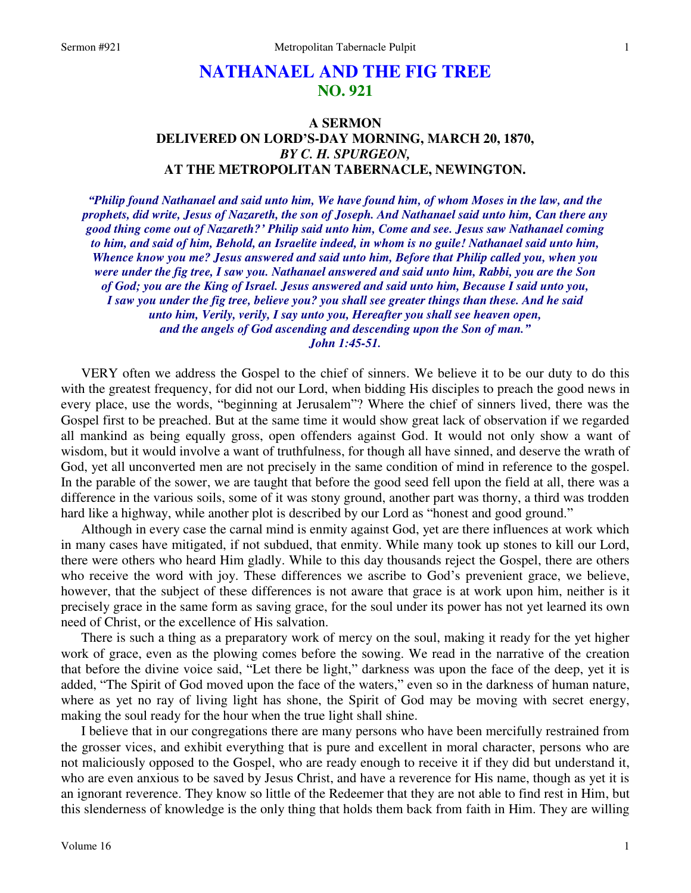# NATHANAEL AND THE FIG TREE
## NO. 921

### A SERMON
### DELIVERED ON LORD'S-DAY MORNING, MARCH 20, 1870,
### *BY C. H. SPURGEON,*
### AT THE METROPOLITAN TABERNACLE, NEWINGTON.

***"Philip found Nathanael and said unto him, We have found him, of whom Moses in the law, and the prophets, did write, Jesus of Nazareth, the son of Joseph. And Nathanael said unto him, Can there any good thing come out of Nazareth?' Philip said unto him, Come and see. Jesus saw Nathanael coming to him, and said of him, Behold, an Israelite indeed, in whom is no guile! Nathanael said unto him, Whence know you me? Jesus answered and said unto him, Before that Philip called you, when you were under the fig tree, I saw you. Nathanael answered and said unto him, Rabbi, you are the Son of God; you are the King of Israel. Jesus answered and said unto him, Because I said unto you, I saw you under the fig tree, believe you? you shall see greater things than these. And he said unto him, Verily, verily, I say unto you, Hereafter you shall see heaven open, and the angels of God ascending and descending upon the Son of man." John 1:45-51.***

VERY often we address the Gospel to the chief of sinners. We believe it to be our duty to do this with the greatest frequency, for did not our Lord, when bidding His disciples to preach the good news in every place, use the words, "beginning at Jerusalem"? Where the chief of sinners lived, there was the Gospel first to be preached. But at the same time it would show great lack of observation if we regarded all mankind as being equally gross, open offenders against God. It would not only show a want of wisdom, but it would involve a want of truthfulness, for though all have sinned, and deserve the wrath of God, yet all unconverted men are not precisely in the same condition of mind in reference to the gospel. In the parable of the sower, we are taught that before the good seed fell upon the field at all, there was a difference in the various soils, some of it was stony ground, another part was thorny, a third was trodden hard like a highway, while another plot is described by our Lord as "honest and good ground."

Although in every case the carnal mind is enmity against God, yet are there influences at work which in many cases have mitigated, if not subdued, that enmity. While many took up stones to kill our Lord, there were others who heard Him gladly. While to this day thousands reject the Gospel, there are others who receive the word with joy. These differences we ascribe to God's prevenient grace, we believe, however, that the subject of these differences is not aware that grace is at work upon him, neither is it precisely grace in the same form as saving grace, for the soul under its power has not yet learned its own need of Christ, or the excellence of His salvation.

There is such a thing as a preparatory work of mercy on the soul, making it ready for the yet higher work of grace, even as the plowing comes before the sowing. We read in the narrative of the creation that before the divine voice said, "Let there be light," darkness was upon the face of the deep, yet it is added, "The Spirit of God moved upon the face of the waters," even so in the darkness of human nature, where as yet no ray of living light has shone, the Spirit of God may be moving with secret energy, making the soul ready for the hour when the true light shall shine.

I believe that in our congregations there are many persons who have been mercifully restrained from the grosser vices, and exhibit everything that is pure and excellent in moral character, persons who are not maliciously opposed to the Gospel, who are ready enough to receive it if they did but understand it, who are even anxious to be saved by Jesus Christ, and have a reverence for His name, though as yet it is an ignorant reverence. They know so little of the Redeemer that they are not able to find rest in Him, but this slenderness of knowledge is the only thing that holds them back from faith in Him. They are willing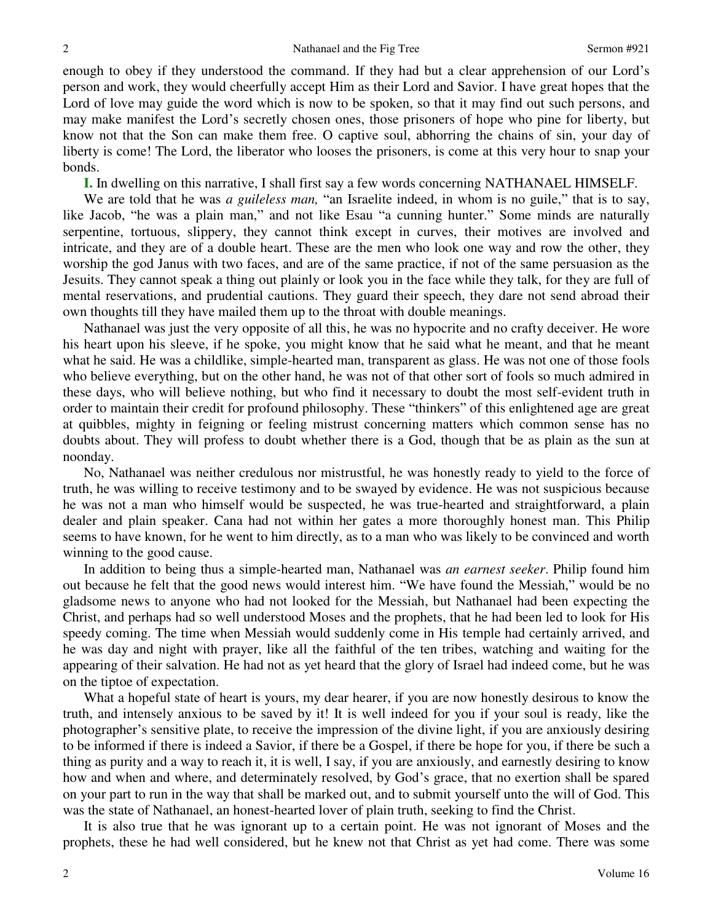enough to obey if they understood the command. If they had but a clear apprehension of our Lord's person and work, they would cheerfully accept Him as their Lord and Savior. I have great hopes that the Lord of love may guide the word which is now to be spoken, so that it may find out such persons, and may make manifest the Lord's secretly chosen ones, those prisoners of hope who pine for liberty, but know not that the Son can make them free. O captive soul, abhorring the chains of sin, your day of liberty is come! The Lord, the liberator who looses the prisoners, is come at this very hour to snap your bonds.

**I.** In dwelling on this narrative, I shall first say a few words concerning NATHANAEL HIMSELF.

We are told that he was *a guileless man,* "an Israelite indeed, in whom is no guile," that is to say, like Jacob, "he was a plain man," and not like Esau "a cunning hunter." Some minds are naturally serpentine, tortuous, slippery, they cannot think except in curves, their motives are involved and intricate, and they are of a double heart. These are the men who look one way and row the other, they worship the god Janus with two faces, and are of the same practice, if not of the same persuasion as the Jesuits. They cannot speak a thing out plainly or look you in the face while they talk, for they are full of mental reservations, and prudential cautions. They guard their speech, they dare not send abroad their own thoughts till they have mailed them up to the throat with double meanings.

Nathanael was just the very opposite of all this, he was no hypocrite and no crafty deceiver. He wore his heart upon his sleeve, if he spoke, you might know that he said what he meant, and that he meant what he said. He was a childlike, simple-hearted man, transparent as glass. He was not one of those fools who believe everything, but on the other hand, he was not of that other sort of fools so much admired in these days, who will believe nothing, but who find it necessary to doubt the most self-evident truth in order to maintain their credit for profound philosophy. These "thinkers" of this enlightened age are great at quibbles, mighty in feigning or feeling mistrust concerning matters which common sense has no doubts about. They will profess to doubt whether there is a God, though that be as plain as the sun at noonday.

No, Nathanael was neither credulous nor mistrustful, he was honestly ready to yield to the force of truth, he was willing to receive testimony and to be swayed by evidence. He was not suspicious because he was not a man who himself would be suspected, he was true-hearted and straightforward, a plain dealer and plain speaker. Cana had not within her gates a more thoroughly honest man. This Philip seems to have known, for he went to him directly, as to a man who was likely to be convinced and worth winning to the good cause.

In addition to being thus a simple-hearted man, Nathanael was *an earnest seeker*. Philip found him out because he felt that the good news would interest him. "We have found the Messiah," would be no gladsome news to anyone who had not looked for the Messiah, but Nathanael had been expecting the Christ, and perhaps had so well understood Moses and the prophets, that he had been led to look for His speedy coming. The time when Messiah would suddenly come in His temple had certainly arrived, and he was day and night with prayer, like all the faithful of the ten tribes, watching and waiting for the appearing of their salvation. He had not as yet heard that the glory of Israel had indeed come, but he was on the tiptoe of expectation.

What a hopeful state of heart is yours, my dear hearer, if you are now honestly desirous to know the truth, and intensely anxious to be saved by it! It is well indeed for you if your soul is ready, like the photographer's sensitive plate, to receive the impression of the divine light, if you are anxiously desiring to be informed if there is indeed a Savior, if there be a Gospel, if there be hope for you, if there be such a thing as purity and a way to reach it, it is well, I say, if you are anxiously, and earnestly desiring to know how and when and where, and determinately resolved, by God's grace, that no exertion shall be spared on your part to run in the way that shall be marked out, and to submit yourself unto the will of God. This was the state of Nathanael, an honest-hearted lover of plain truth, seeking to find the Christ.

It is also true that he was ignorant up to a certain point. He was not ignorant of Moses and the prophets, these he had well considered, but he knew not that Christ as yet had come. There was some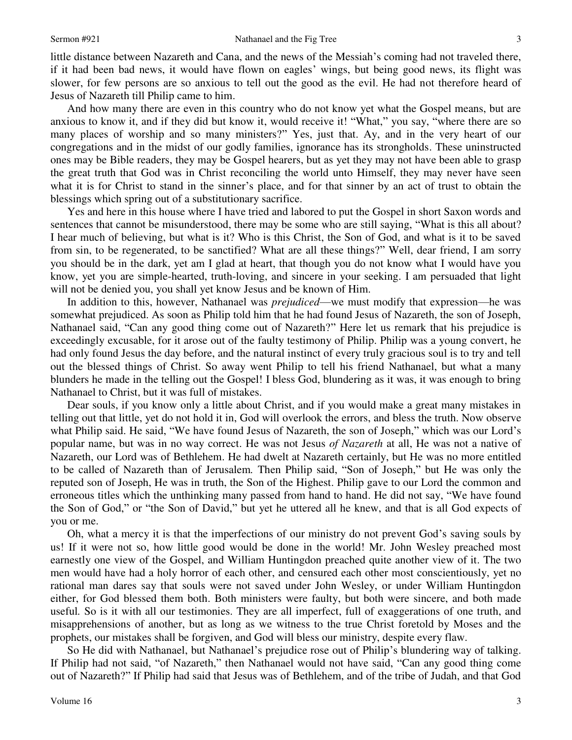little distance between Nazareth and Cana, and the news of the Messiah's coming had not traveled there, if it had been bad news, it would have flown on eagles' wings, but being good news, its flight was slower, for few persons are so anxious to tell out the good as the evil. He had not therefore heard of Jesus of Nazareth till Philip came to him.

And how many there are even in this country who do not know yet what the Gospel means, but are anxious to know it, and if they did but know it, would receive it! "What," you say, "where there are so many places of worship and so many ministers?" Yes, just that. Ay, and in the very heart of our congregations and in the midst of our godly families, ignorance has its strongholds. These uninstructed ones may be Bible readers, they may be Gospel hearers, but as yet they may not have been able to grasp the great truth that God was in Christ reconciling the world unto Himself, they may never have seen what it is for Christ to stand in the sinner's place, and for that sinner by an act of trust to obtain the blessings which spring out of a substitutionary sacrifice.

Yes and here in this house where I have tried and labored to put the Gospel in short Saxon words and sentences that cannot be misunderstood, there may be some who are still saying, "What is this all about? I hear much of believing, but what is it? Who is this Christ, the Son of God, and what is it to be saved from sin, to be regenerated, to be sanctified? What are all these things?" Well, dear friend, I am sorry you should be in the dark, yet am I glad at heart, that though you do not know what I would have you know, yet you are simple-hearted, truth-loving, and sincere in your seeking. I am persuaded that light will not be denied you, you shall yet know Jesus and be known of Him.

In addition to this, however, Nathanael was *prejudiced*—we must modify that expression—he was somewhat prejudiced. As soon as Philip told him that he had found Jesus of Nazareth, the son of Joseph, Nathanael said, "Can any good thing come out of Nazareth?" Here let us remark that his prejudice is exceedingly excusable, for it arose out of the faulty testimony of Philip. Philip was a young convert, he had only found Jesus the day before, and the natural instinct of every truly gracious soul is to try and tell out the blessed things of Christ. So away went Philip to tell his friend Nathanael, but what a many blunders he made in the telling out the Gospel! I bless God, blundering as it was, it was enough to bring Nathanael to Christ, but it was full of mistakes.

Dear souls, if you know only a little about Christ, and if you would make a great many mistakes in telling out that little, yet do not hold it in, God will overlook the errors, and bless the truth. Now observe what Philip said. He said, "We have found Jesus of Nazareth, the son of Joseph," which was our Lord's popular name, but was in no way correct. He was not Jesus *of Nazareth* at all, He was not a native of Nazareth, our Lord was of Bethlehem. He had dwelt at Nazareth certainly, but He was no more entitled to be called of Nazareth than of Jerusalem. Then Philip said, "Son of Joseph," but He was only the reputed son of Joseph, He was in truth, the Son of the Highest. Philip gave to our Lord the common and erroneous titles which the unthinking many passed from hand to hand. He did not say, "We have found the Son of God," or "the Son of David," but yet he uttered all he knew, and that is all God expects of you or me.

Oh, what a mercy it is that the imperfections of our ministry do not prevent God's saving souls by us! If it were not so, how little good would be done in the world! Mr. John Wesley preached most earnestly one view of the Gospel, and William Huntingdon preached quite another view of it. The two men would have had a holy horror of each other, and censured each other most conscientiously, yet no rational man dares say that souls were not saved under John Wesley, or under William Huntingdon either, for God blessed them both. Both ministers were faulty, but both were sincere, and both made useful. So is it with all our testimonies. They are all imperfect, full of exaggerations of one truth, and misapprehensions of another, but as long as we witness to the true Christ foretold by Moses and the prophets, our mistakes shall be forgiven, and God will bless our ministry, despite every flaw.

So He did with Nathanael, but Nathanael's prejudice rose out of Philip's blundering way of talking. If Philip had not said, "of Nazareth," then Nathanael would not have said, "Can any good thing come out of Nazareth?" If Philip had said that Jesus was of Bethlehem, and of the tribe of Judah, and that God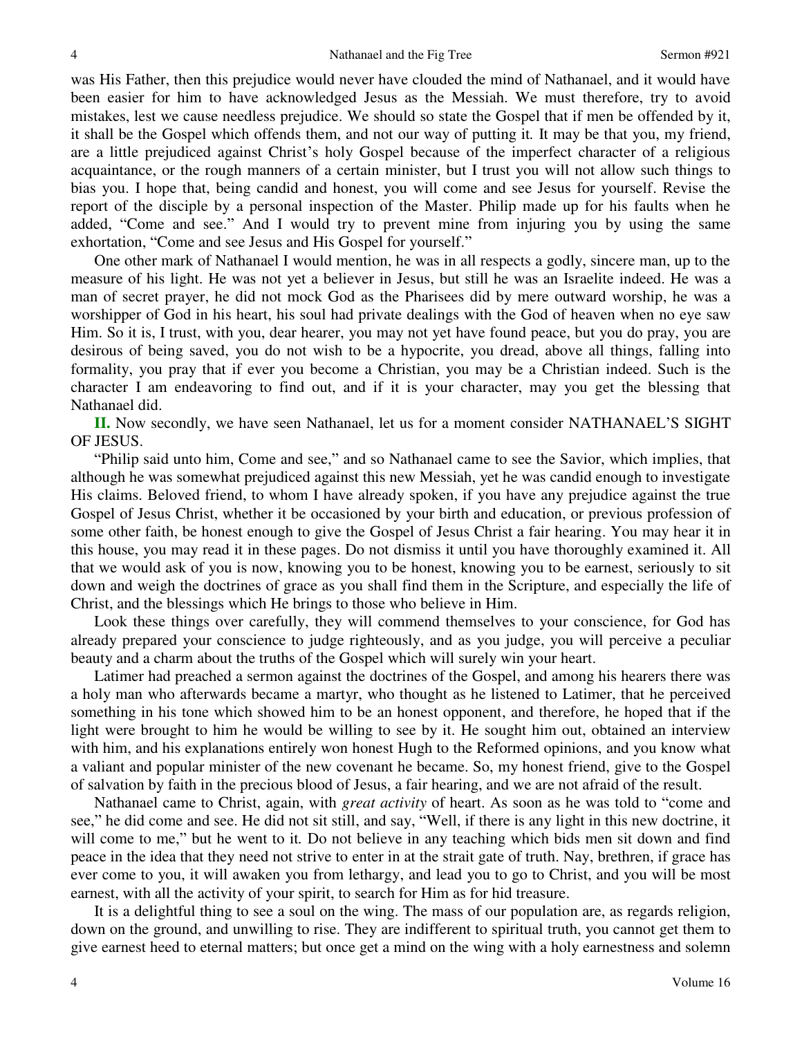was His Father, then this prejudice would never have clouded the mind of Nathanael, and it would have been easier for him to have acknowledged Jesus as the Messiah. We must therefore, try to avoid mistakes, lest we cause needless prejudice. We should so state the Gospel that if men be offended by it, it shall be the Gospel which offends them, and not our way of putting it. It may be that you, my friend, are a little prejudiced against Christ's holy Gospel because of the imperfect character of a religious acquaintance, or the rough manners of a certain minister, but I trust you will not allow such things to bias you. I hope that, being candid and honest, you will come and see Jesus for yourself. Revise the report of the disciple by a personal inspection of the Master. Philip made up for his faults when he added, "Come and see." And I would try to prevent mine from injuring you by using the same exhortation, "Come and see Jesus and His Gospel for yourself."

One other mark of Nathanael I would mention, he was in all respects a godly, sincere man, up to the measure of his light. He was not yet a believer in Jesus, but still he was an Israelite indeed. He was a man of secret prayer, he did not mock God as the Pharisees did by mere outward worship, he was a worshipper of God in his heart, his soul had private dealings with the God of heaven when no eye saw Him. So it is, I trust, with you, dear hearer, you may not yet have found peace, but you do pray, you are desirous of being saved, you do not wish to be a hypocrite, you dread, above all things, falling into formality, you pray that if ever you become a Christian, you may be a Christian indeed. Such is the character I am endeavoring to find out, and if it is your character, may you get the blessing that Nathanael did.

**II.** Now secondly, we have seen Nathanael, let us for a moment consider NATHANAEL'S SIGHT OF JESUS.

"Philip said unto him, Come and see," and so Nathanael came to see the Savior, which implies, that although he was somewhat prejudiced against this new Messiah, yet he was candid enough to investigate His claims. Beloved friend, to whom I have already spoken, if you have any prejudice against the true Gospel of Jesus Christ, whether it be occasioned by your birth and education, or previous profession of some other faith, be honest enough to give the Gospel of Jesus Christ a fair hearing. You may hear it in this house, you may read it in these pages. Do not dismiss it until you have thoroughly examined it. All that we would ask of you is now, knowing you to be honest, knowing you to be earnest, seriously to sit down and weigh the doctrines of grace as you shall find them in the Scripture, and especially the life of Christ, and the blessings which He brings to those who believe in Him.

Look these things over carefully, they will commend themselves to your conscience, for God has already prepared your conscience to judge righteously, and as you judge, you will perceive a peculiar beauty and a charm about the truths of the Gospel which will surely win your heart.

Latimer had preached a sermon against the doctrines of the Gospel, and among his hearers there was a holy man who afterwards became a martyr, who thought as he listened to Latimer, that he perceived something in his tone which showed him to be an honest opponent, and therefore, he hoped that if the light were brought to him he would be willing to see by it. He sought him out, obtained an interview with him, and his explanations entirely won honest Hugh to the Reformed opinions, and you know what a valiant and popular minister of the new covenant he became. So, my honest friend, give to the Gospel of salvation by faith in the precious blood of Jesus, a fair hearing, and we are not afraid of the result.

Nathanael came to Christ, again, with *great activity* of heart. As soon as he was told to "come and see," he did come and see. He did not sit still, and say, "Well, if there is any light in this new doctrine, it will come to me," but he went to it. Do not believe in any teaching which bids men sit down and find peace in the idea that they need not strive to enter in at the strait gate of truth. Nay, brethren, if grace has ever come to you, it will awaken you from lethargy, and lead you to go to Christ, and you will be most earnest, with all the activity of your spirit, to search for Him as for hid treasure.

It is a delightful thing to see a soul on the wing. The mass of our population are, as regards religion, down on the ground, and unwilling to rise. They are indifferent to spiritual truth, you cannot get them to give earnest heed to eternal matters; but once get a mind on the wing with a holy earnestness and solemn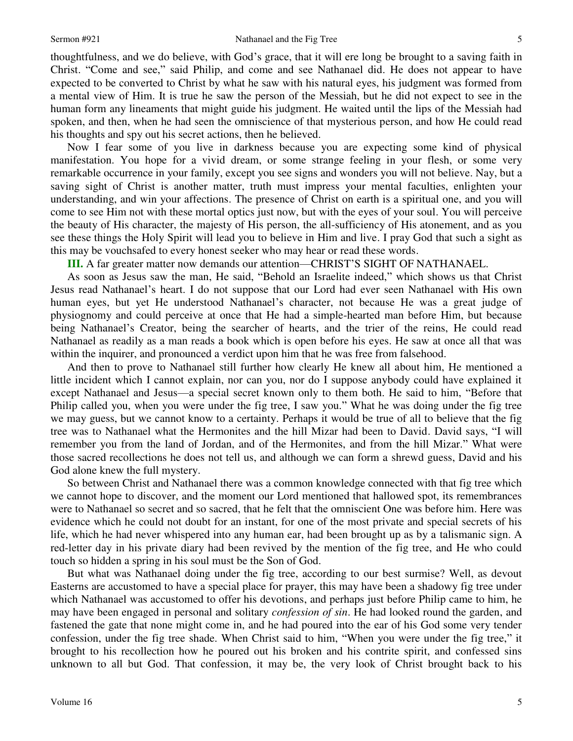thoughtfulness, and we do believe, with God's grace, that it will ere long be brought to a saving faith in Christ. "Come and see," said Philip, and come and see Nathanael did. He does not appear to have expected to be converted to Christ by what he saw with his natural eyes, his judgment was formed from a mental view of Him. It is true he saw the person of the Messiah, but he did not expect to see in the human form any lineaments that might guide his judgment. He waited until the lips of the Messiah had spoken, and then, when he had seen the omniscience of that mysterious person, and how He could read his thoughts and spy out his secret actions, then he believed.

Now I fear some of you live in darkness because you are expecting some kind of physical manifestation. You hope for a vivid dream, or some strange feeling in your flesh, or some very remarkable occurrence in your family, except you see signs and wonders you will not believe. Nay, but a saving sight of Christ is another matter, truth must impress your mental faculties, enlighten your understanding, and win your affections. The presence of Christ on earth is a spiritual one, and you will come to see Him not with these mortal optics just now, but with the eyes of your soul. You will perceive the beauty of His character, the majesty of His person, the all-sufficiency of His atonement, and as you see these things the Holy Spirit will lead you to believe in Him and live. I pray God that such a sight as this may be vouchsafed to every honest seeker who may hear or read these words.

**III.** A far greater matter now demands our attention—CHRIST'S SIGHT OF NATHANAEL.

As soon as Jesus saw the man, He said, "Behold an Israelite indeed," which shows us that Christ Jesus read Nathanael's heart. I do not suppose that our Lord had ever seen Nathanael with His own human eyes, but yet He understood Nathanael's character, not because He was a great judge of physiognomy and could perceive at once that He had a simple-hearted man before Him, but because being Nathanael's Creator, being the searcher of hearts, and the trier of the reins, He could read Nathanael as readily as a man reads a book which is open before his eyes. He saw at once all that was within the inquirer, and pronounced a verdict upon him that he was free from falsehood.

And then to prove to Nathanael still further how clearly He knew all about him, He mentioned a little incident which I cannot explain, nor can you, nor do I suppose anybody could have explained it except Nathanael and Jesus—a special secret known only to them both. He said to him, "Before that Philip called you, when you were under the fig tree, I saw you." What he was doing under the fig tree we may guess, but we cannot know to a certainty. Perhaps it would be true of all to believe that the fig tree was to Nathanael what the Hermonites and the hill Mizar had been to David. David says, "I will remember you from the land of Jordan, and of the Hermonites, and from the hill Mizar." What were those sacred recollections he does not tell us, and although we can form a shrewd guess, David and his God alone knew the full mystery.

So between Christ and Nathanael there was a common knowledge connected with that fig tree which we cannot hope to discover, and the moment our Lord mentioned that hallowed spot, its remembrances were to Nathanael so secret and so sacred, that he felt that the omniscient One was before him. Here was evidence which he could not doubt for an instant, for one of the most private and special secrets of his life, which he had never whispered into any human ear, had been brought up as by a talismanic sign. A red-letter day in his private diary had been revived by the mention of the fig tree, and He who could touch so hidden a spring in his soul must be the Son of God.

But what was Nathanael doing under the fig tree, according to our best surmise? Well, as devout Easterns are accustomed to have a special place for prayer, this may have been a shadowy fig tree under which Nathanael was accustomed to offer his devotions, and perhaps just before Philip came to him, he may have been engaged in personal and solitary *confession of sin*. He had looked round the garden, and fastened the gate that none might come in, and he had poured into the ear of his God some very tender confession, under the fig tree shade. When Christ said to him, "When you were under the fig tree," it brought to his recollection how he poured out his broken and his contrite spirit, and confessed sins unknown to all but God. That confession, it may be, the very look of Christ brought back to his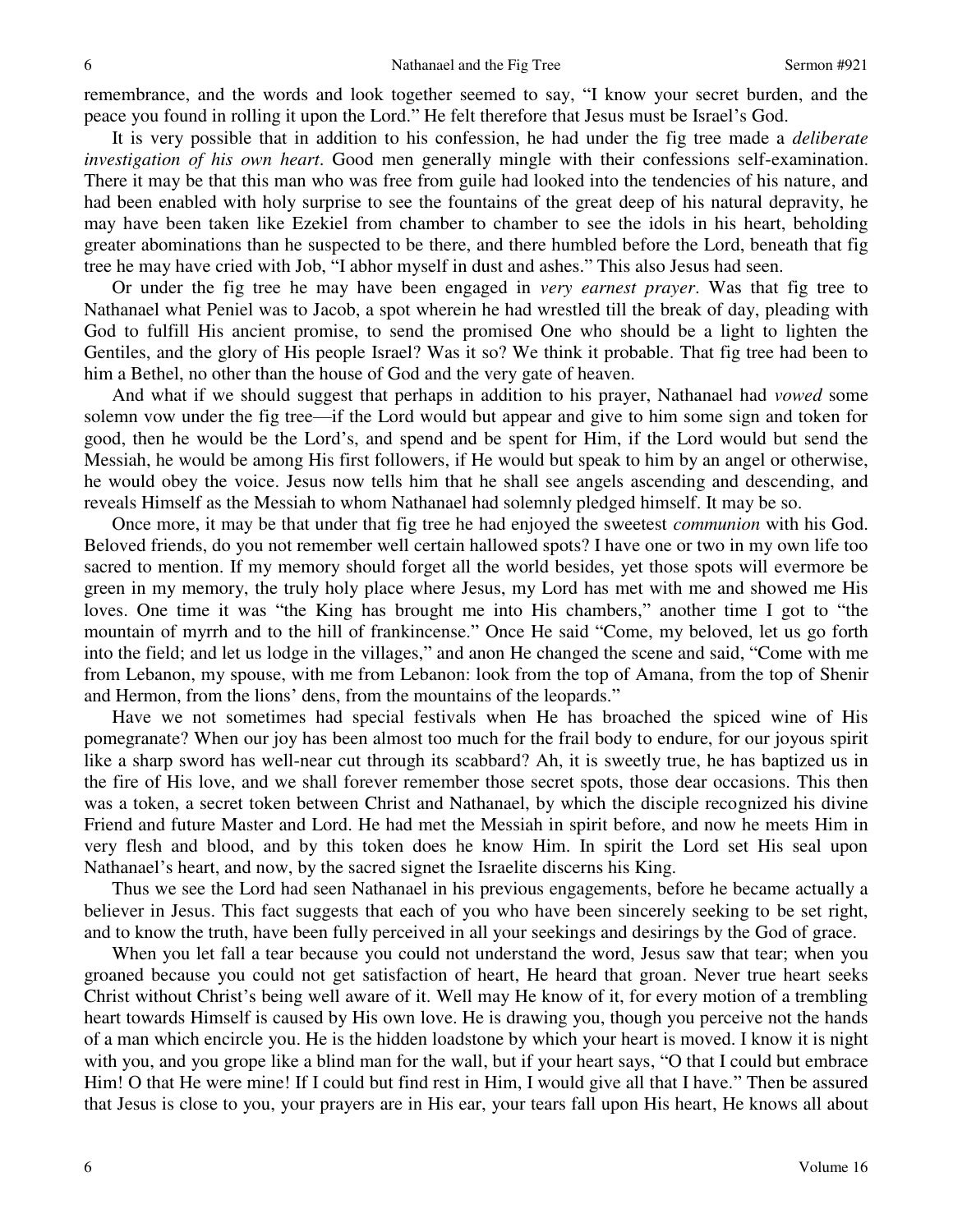remembrance, and the words and look together seemed to say, "I know your secret burden, and the peace you found in rolling it upon the Lord." He felt therefore that Jesus must be Israel's God.

It is very possible that in addition to his confession, he had under the fig tree made a *deliberate investigation of his own heart*. Good men generally mingle with their confessions self-examination. There it may be that this man who was free from guile had looked into the tendencies of his nature, and had been enabled with holy surprise to see the fountains of the great deep of his natural depravity, he may have been taken like Ezekiel from chamber to chamber to see the idols in his heart, beholding greater abominations than he suspected to be there, and there humbled before the Lord, beneath that fig tree he may have cried with Job, "I abhor myself in dust and ashes." This also Jesus had seen.

Or under the fig tree he may have been engaged in *very earnest prayer*. Was that fig tree to Nathanael what Peniel was to Jacob, a spot wherein he had wrestled till the break of day, pleading with God to fulfill His ancient promise, to send the promised One who should be a light to lighten the Gentiles, and the glory of His people Israel? Was it so? We think it probable. That fig tree had been to him a Bethel, no other than the house of God and the very gate of heaven.

And what if we should suggest that perhaps in addition to his prayer, Nathanael had *vowed* some solemn vow under the fig tree—if the Lord would but appear and give to him some sign and token for good, then he would be the Lord's, and spend and be spent for Him, if the Lord would but send the Messiah, he would be among His first followers, if He would but speak to him by an angel or otherwise, he would obey the voice. Jesus now tells him that he shall see angels ascending and descending, and reveals Himself as the Messiah to whom Nathanael had solemnly pledged himself. It may be so.

Once more, it may be that under that fig tree he had enjoyed the sweetest *communion* with his God. Beloved friends, do you not remember well certain hallowed spots? I have one or two in my own life too sacred to mention. If my memory should forget all the world besides, yet those spots will evermore be green in my memory, the truly holy place where Jesus, my Lord has met with me and showed me His loves. One time it was "the King has brought me into His chambers," another time I got to "the mountain of myrrh and to the hill of frankincense." Once He said "Come, my beloved, let us go forth into the field; and let us lodge in the villages," and anon He changed the scene and said, "Come with me from Lebanon, my spouse, with me from Lebanon: look from the top of Amana, from the top of Shenir and Hermon, from the lions' dens, from the mountains of the leopards."

Have we not sometimes had special festivals when He has broached the spiced wine of His pomegranate? When our joy has been almost too much for the frail body to endure, for our joyous spirit like a sharp sword has well-near cut through its scabbard? Ah, it is sweetly true, he has baptized us in the fire of His love, and we shall forever remember those secret spots, those dear occasions. This then was a token, a secret token between Christ and Nathanael, by which the disciple recognized his divine Friend and future Master and Lord. He had met the Messiah in spirit before, and now he meets Him in very flesh and blood, and by this token does he know Him. In spirit the Lord set His seal upon Nathanael's heart, and now, by the sacred signet the Israelite discerns his King.

Thus we see the Lord had seen Nathanael in his previous engagements, before he became actually a believer in Jesus. This fact suggests that each of you who have been sincerely seeking to be set right, and to know the truth, have been fully perceived in all your seekings and desirings by the God of grace.

When you let fall a tear because you could not understand the word, Jesus saw that tear; when you groaned because you could not get satisfaction of heart, He heard that groan. Never true heart seeks Christ without Christ's being well aware of it. Well may He know of it, for every motion of a trembling heart towards Himself is caused by His own love. He is drawing you, though you perceive not the hands of a man which encircle you. He is the hidden loadstone by which your heart is moved. I know it is night with you, and you grope like a blind man for the wall, but if your heart says, "O that I could but embrace Him! O that He were mine! If I could but find rest in Him, I would give all that I have." Then be assured that Jesus is close to you, your prayers are in His ear, your tears fall upon His heart, He knows all about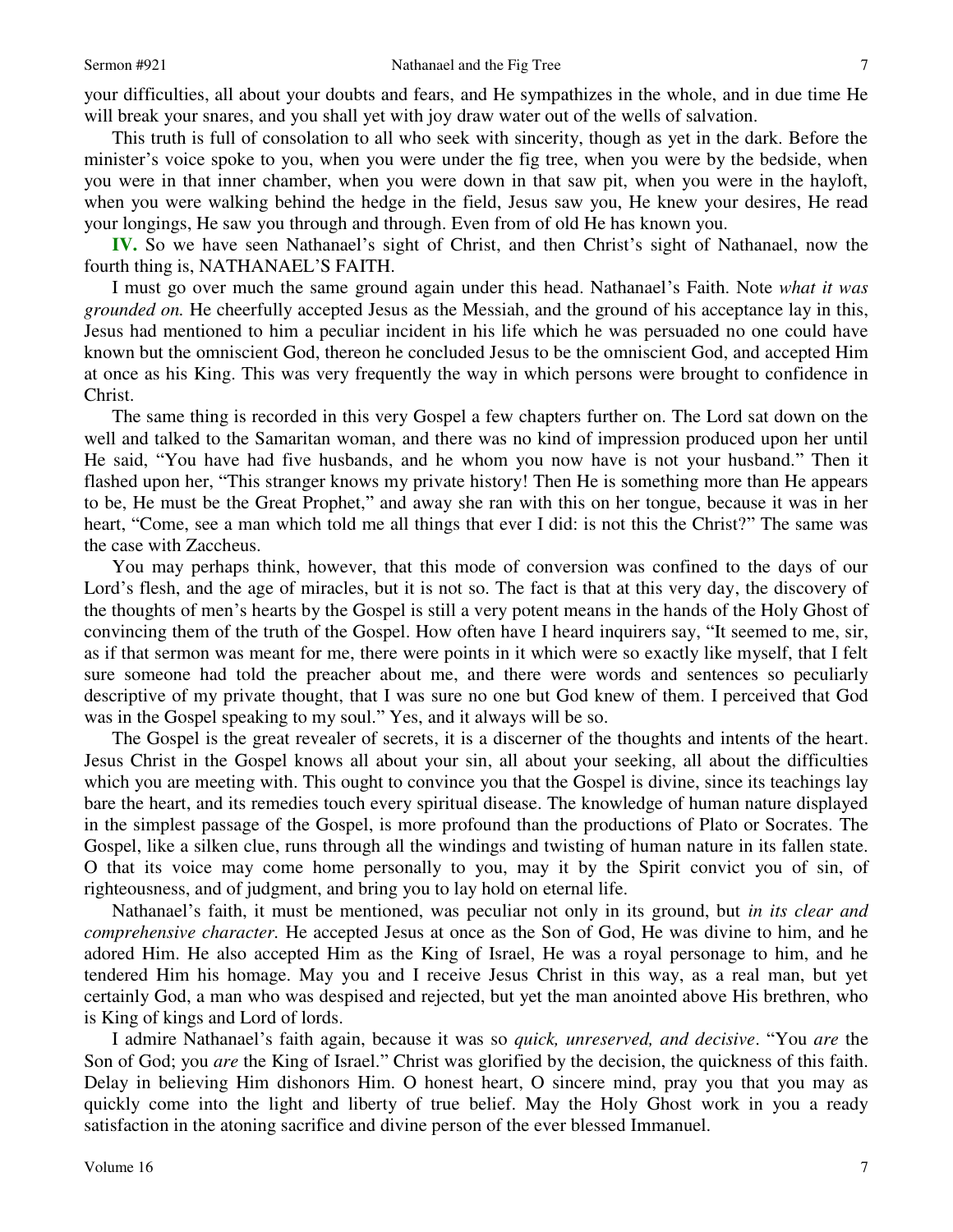your difficulties, all about your doubts and fears, and He sympathizes in the whole, and in due time He will break your snares, and you shall yet with joy draw water out of the wells of salvation.

This truth is full of consolation to all who seek with sincerity, though as yet in the dark. Before the minister's voice spoke to you, when you were under the fig tree, when you were by the bedside, when you were in that inner chamber, when you were down in that saw pit, when you were in the hayloft, when you were walking behind the hedge in the field, Jesus saw you, He knew your desires, He read your longings, He saw you through and through. Even from of old He has known you.

**IV.** So we have seen Nathanael's sight of Christ, and then Christ's sight of Nathanael, now the fourth thing is, NATHANAEL'S FAITH.

I must go over much the same ground again under this head. Nathanael's Faith. Note *what it was grounded on.* He cheerfully accepted Jesus as the Messiah, and the ground of his acceptance lay in this, Jesus had mentioned to him a peculiar incident in his life which he was persuaded no one could have known but the omniscient God, thereon he concluded Jesus to be the omniscient God, and accepted Him at once as his King. This was very frequently the way in which persons were brought to confidence in Christ.

The same thing is recorded in this very Gospel a few chapters further on. The Lord sat down on the well and talked to the Samaritan woman, and there was no kind of impression produced upon her until He said, "You have had five husbands, and he whom you now have is not your husband." Then it flashed upon her, "This stranger knows my private history! Then He is something more than He appears to be, He must be the Great Prophet," and away she ran with this on her tongue, because it was in her heart, "Come, see a man which told me all things that ever I did: is not this the Christ?" The same was the case with Zaccheus.

You may perhaps think, however, that this mode of conversion was confined to the days of our Lord's flesh, and the age of miracles, but it is not so. The fact is that at this very day, the discovery of the thoughts of men's hearts by the Gospel is still a very potent means in the hands of the Holy Ghost of convincing them of the truth of the Gospel. How often have I heard inquirers say, "It seemed to me, sir, as if that sermon was meant for me, there were points in it which were so exactly like myself, that I felt sure someone had told the preacher about me, and there were words and sentences so peculiarly descriptive of my private thought, that I was sure no one but God knew of them. I perceived that God was in the Gospel speaking to my soul." Yes, and it always will be so.

The Gospel is the great revealer of secrets, it is a discerner of the thoughts and intents of the heart. Jesus Christ in the Gospel knows all about your sin, all about your seeking, all about the difficulties which you are meeting with. This ought to convince you that the Gospel is divine, since its teachings lay bare the heart, and its remedies touch every spiritual disease. The knowledge of human nature displayed in the simplest passage of the Gospel, is more profound than the productions of Plato or Socrates. The Gospel, like a silken clue, runs through all the windings and twisting of human nature in its fallen state. O that its voice may come home personally to you, may it by the Spirit convict you of sin, of righteousness, and of judgment, and bring you to lay hold on eternal life.

Nathanael's faith, it must be mentioned, was peculiar not only in its ground, but *in its clear and comprehensive character.* He accepted Jesus at once as the Son of God, He was divine to him, and he adored Him. He also accepted Him as the King of Israel, He was a royal personage to him, and he tendered Him his homage. May you and I receive Jesus Christ in this way, as a real man, but yet certainly God, a man who was despised and rejected, but yet the man anointed above His brethren, who is King of kings and Lord of lords.

I admire Nathanael's faith again, because it was so *quick, unreserved, and decisive*. "You *are* the Son of God; you *are* the King of Israel." Christ was glorified by the decision, the quickness of this faith. Delay in believing Him dishonors Him. O honest heart, O sincere mind, pray you that you may as quickly come into the light and liberty of true belief. May the Holy Ghost work in you a ready satisfaction in the atoning sacrifice and divine person of the ever blessed Immanuel.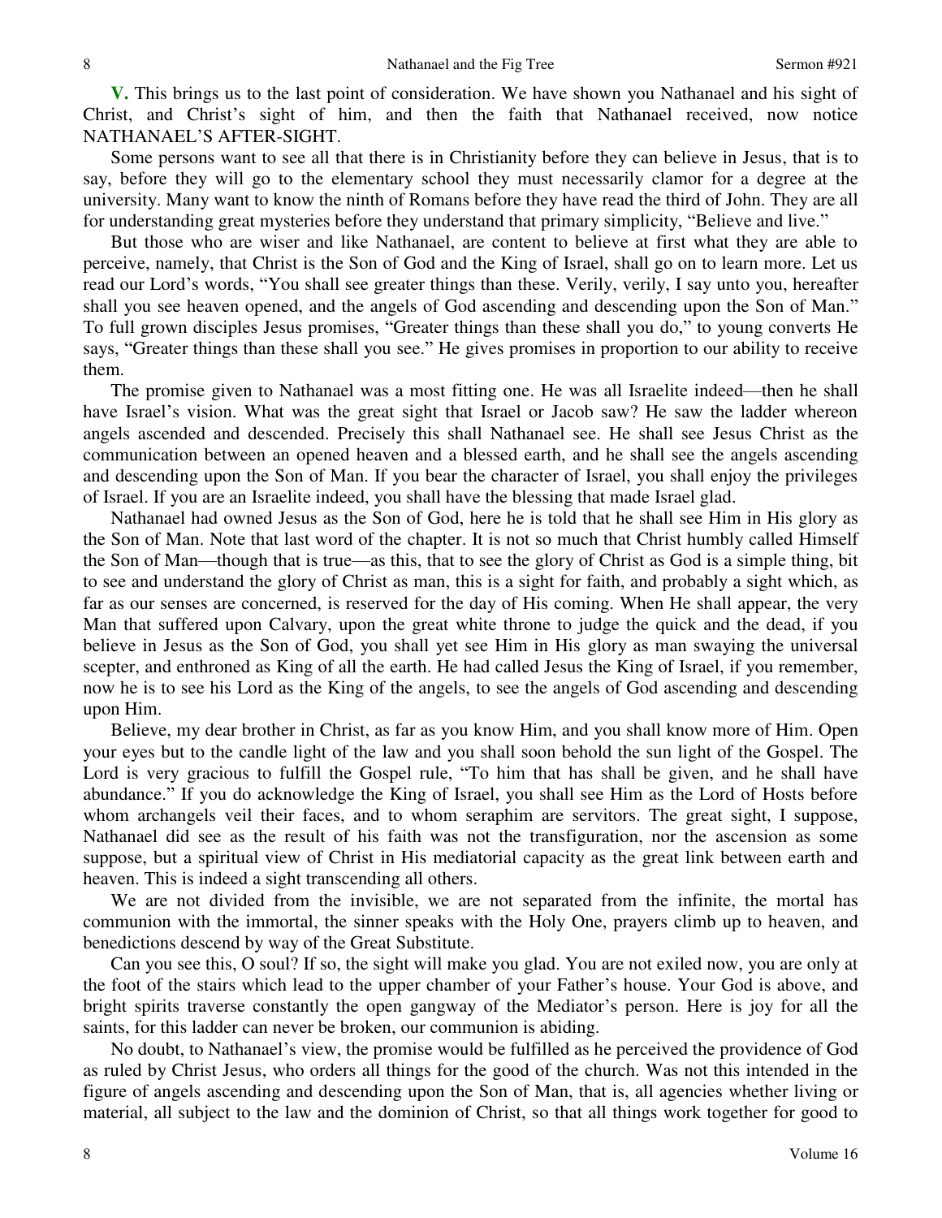**V.** This brings us to the last point of consideration. We have shown you Nathanael and his sight of Christ, and Christ's sight of him, and then the faith that Nathanael received, now notice NATHANAEL'S AFTER-SIGHT.

Some persons want to see all that there is in Christianity before they can believe in Jesus, that is to say, before they will go to the elementary school they must necessarily clamor for a degree at the university. Many want to know the ninth of Romans before they have read the third of John. They are all for understanding great mysteries before they understand that primary simplicity, "Believe and live."

But those who are wiser and like Nathanael, are content to believe at first what they are able to perceive, namely, that Christ is the Son of God and the King of Israel, shall go on to learn more. Let us read our Lord's words, "You shall see greater things than these. Verily, verily, I say unto you, hereafter shall you see heaven opened, and the angels of God ascending and descending upon the Son of Man." To full grown disciples Jesus promises, "Greater things than these shall you do," to young converts He says, "Greater things than these shall you see." He gives promises in proportion to our ability to receive them.

The promise given to Nathanael was a most fitting one. He was all Israelite indeed—then he shall have Israel's vision. What was the great sight that Israel or Jacob saw? He saw the ladder whereon angels ascended and descended. Precisely this shall Nathanael see. He shall see Jesus Christ as the communication between an opened heaven and a blessed earth, and he shall see the angels ascending and descending upon the Son of Man. If you bear the character of Israel, you shall enjoy the privileges of Israel. If you are an Israelite indeed, you shall have the blessing that made Israel glad.

Nathanael had owned Jesus as the Son of God, here he is told that he shall see Him in His glory as the Son of Man. Note that last word of the chapter. It is not so much that Christ humbly called Himself the Son of Man—though that is true—as this, that to see the glory of Christ as God is a simple thing, bit to see and understand the glory of Christ as man, this is a sight for faith, and probably a sight which, as far as our senses are concerned, is reserved for the day of His coming. When He shall appear, the very Man that suffered upon Calvary, upon the great white throne to judge the quick and the dead, if you believe in Jesus as the Son of God, you shall yet see Him in His glory as man swaying the universal scepter, and enthroned as King of all the earth. He had called Jesus the King of Israel, if you remember, now he is to see his Lord as the King of the angels, to see the angels of God ascending and descending upon Him.

Believe, my dear brother in Christ, as far as you know Him, and you shall know more of Him. Open your eyes but to the candle light of the law and you shall soon behold the sun light of the Gospel. The Lord is very gracious to fulfill the Gospel rule, "To him that has shall be given, and he shall have abundance." If you do acknowledge the King of Israel, you shall see Him as the Lord of Hosts before whom archangels veil their faces, and to whom seraphim are servitors. The great sight, I suppose, Nathanael did see as the result of his faith was not the transfiguration, nor the ascension as some suppose, but a spiritual view of Christ in His mediatorial capacity as the great link between earth and heaven. This is indeed a sight transcending all others.

We are not divided from the invisible, we are not separated from the infinite, the mortal has communion with the immortal, the sinner speaks with the Holy One, prayers climb up to heaven, and benedictions descend by way of the Great Substitute.

Can you see this, O soul? If so, the sight will make you glad. You are not exiled now, you are only at the foot of the stairs which lead to the upper chamber of your Father's house. Your God is above, and bright spirits traverse constantly the open gangway of the Mediator's person. Here is joy for all the saints, for this ladder can never be broken, our communion is abiding.

No doubt, to Nathanael's view, the promise would be fulfilled as he perceived the providence of God as ruled by Christ Jesus, who orders all things for the good of the church. Was not this intended in the figure of angels ascending and descending upon the Son of Man, that is, all agencies whether living or material, all subject to the law and the dominion of Christ, so that all things work together for good to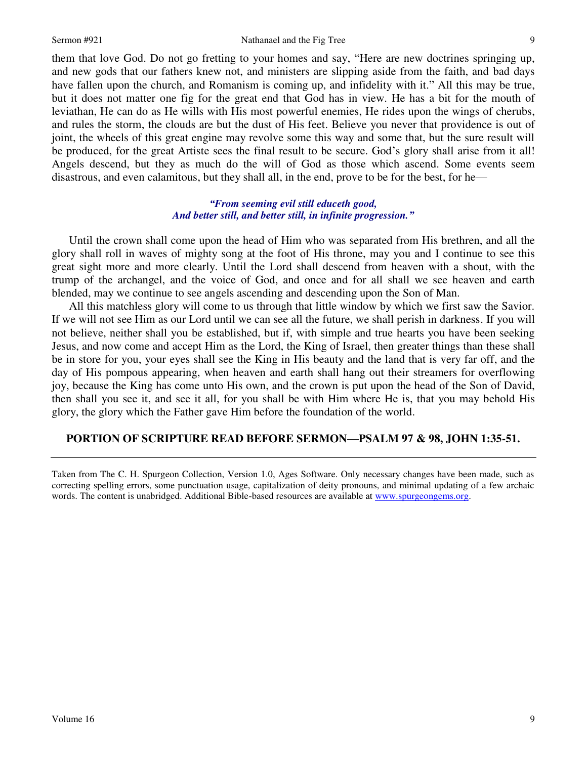them that love God. Do not go fretting to your homes and say, "Here are new doctrines springing up, and new gods that our fathers knew not, and ministers are slipping aside from the faith, and bad days have fallen upon the church, and Romanism is coming up, and infidelity with it." All this may be true, but it does not matter one fig for the great end that God has in view. He has a bit for the mouth of leviathan, He can do as He wills with His most powerful enemies, He rides upon the wings of cherubs, and rules the storm, the clouds are but the dust of His feet. Believe you never that providence is out of joint, the wheels of this great engine may revolve some this way and some that, but the sure result will be produced, for the great Artiste sees the final result to be secure. God's glory shall arise from it all! Angels descend, but they as much do the will of God as those which ascend. Some events seem disastrous, and even calamitous, but they shall all, in the end, prove to be for the best, for he—

> ***"From seeming evil still educeth good,***
> ***And better still, and better still, in infinite progression."***

Until the crown shall come upon the head of Him who was separated from His brethren, and all the glory shall roll in waves of mighty song at the foot of His throne, may you and I continue to see this great sight more and more clearly. Until the Lord shall descend from heaven with a shout, with the trump of the archangel, and the voice of God, and once and for all shall we see heaven and earth blended, may we continue to see angels ascending and descending upon the Son of Man.

All this matchless glory will come to us through that little window by which we first saw the Savior. If we will not see Him as our Lord until we can see all the future, we shall perish in darkness. If you will not believe, neither shall you be established, but if, with simple and true hearts you have been seeking Jesus, and now come and accept Him as the Lord, the King of Israel, then greater things than these shall be in store for you, your eyes shall see the King in His beauty and the land that is very far off, and the day of His pompous appearing, when heaven and earth shall hang out their streamers for overflowing joy, because the King has come unto His own, and the crown is put upon the head of the Son of David, then shall you see it, and see it all, for you shall be with Him where He is, that you may behold His glory, the glory which the Father gave Him before the foundation of the world.

**PORTION OF SCRIPTURE READ BEFORE SERMON—PSALM 97 & 98, JOHN 1:35-51.**

---

Taken from The C. H. Spurgeon Collection, Version 1.0, Ages Software. Only necessary changes have been made, such as correcting spelling errors, some punctuation usage, capitalization of deity pronouns, and minimal updating of a few archaic words. The content is unabridged. Additional Bible-based resources are available at www.spurgeongems.org.